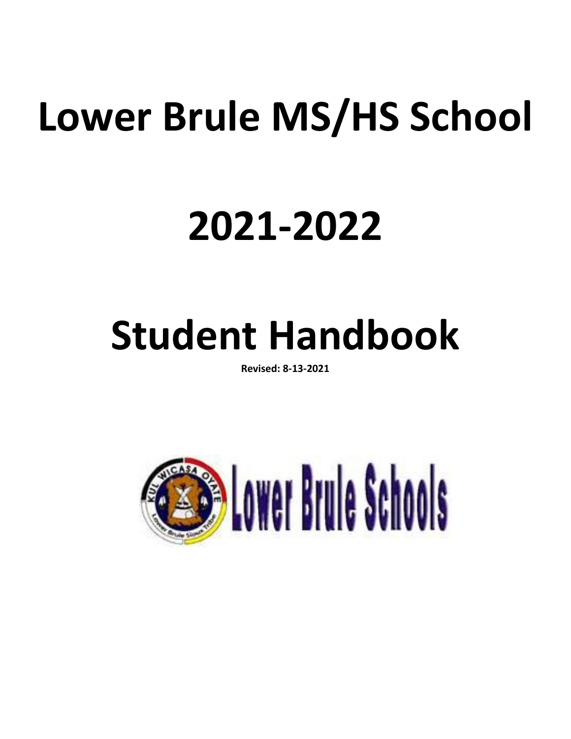# Lower Brule MS/HS School

# 2021-2022

# Student Handbook

**Revised: 8-13-2021**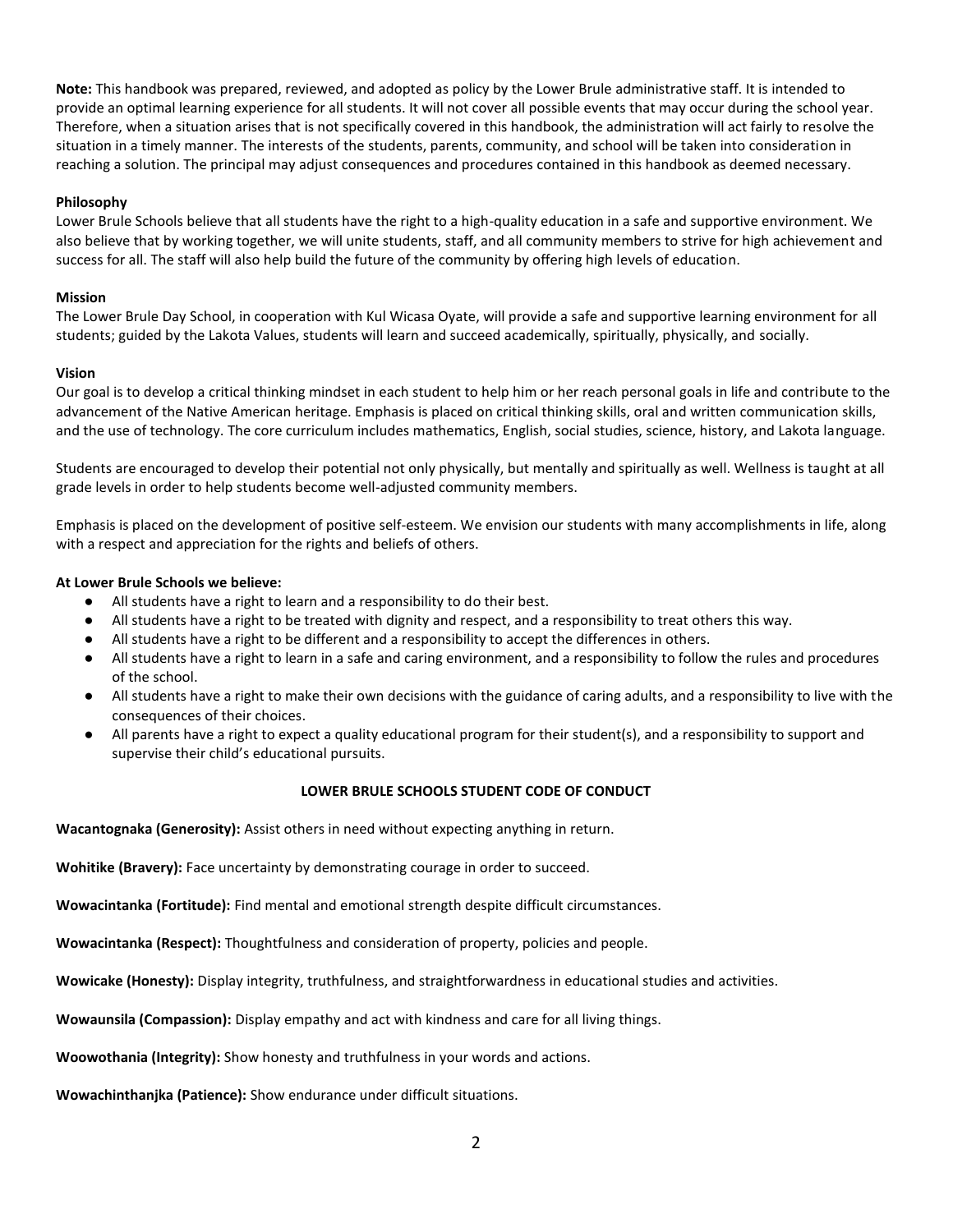**Note:** This handbook was prepared, reviewed, and adopted as policy by the Lower Brule administrative staff. It is intended to provide an optimal learning experience for all students. It will not cover all possible events that may occur during the school year. Therefore, when a situation arises that is not specifically covered in this handbook, the administration will act fairly to resolve the situation in a timely manner. The interests of the students, parents, community, and school will be taken into consideration in reaching a solution. The principal may adjust consequences and procedures contained in this handbook as deemed necessary.

**Philosophy**

Lower Brule Schools believe that all students have the right to a high-quality education in a safe and supportive environment. We also believe that by working together, we will unite students, staff, and all community members to strive for high achievement and success for all. The staff will also help build the future of the community by offering high levels of education.

**Mission**

The Lower Brule Day School, in cooperation with Kul Wicasa Oyate, will provide a safe and supportive learning environment for all students; guided by the Lakota Values, students will learn and succeed academically, spiritually, physically, and socially.

**Vision**

Our goal is to develop a critical thinking mindset in each student to help him or her reach personal goals in life and contribute to the advancement of the Native American heritage. Emphasis is placed on critical thinking skills, oral and written communication skills, and the use of technology. The core curriculum includes mathematics, English, social studies, science, history, and Lakota language.

Students are encouraged to develop their potential not only physically, but mentally and spiritually as well. Wellness is taught at all grade levels in order to help students become well-adjusted community members.

Emphasis is placed on the development of positive self-esteem. We envision our students with many accomplishments in life, along with a respect and appreciation for the rights and beliefs of others.

**At Lower Brule Schools we believe:**

- All students have a right to learn and a responsibility to do their best.
- All students have a right to be treated with dignity and respect, and a responsibility to treat others this way.
- All students have a right to be different and a responsibility to accept the differences in others.
- All students have a right to learn in a safe and caring environment, and a responsibility to follow the rules and procedures of the school.
- All students have a right to make their own decisions with the guidance of caring adults, and a responsibility to live with the consequences of their choices.
- All parents have a right to expect a quality educational program for their student(s), and a responsibility to support and supervise their child's educational pursuits.

## LOWER BRULE SCHOOLS STUDENT CODE OF CONDUCT

**Wacantognaka (Generosity):** Assist others in need without expecting anything in return.

**Wohitike (Bravery):** Face uncertainty by demonstrating courage in order to succeed.

**Wowacintanka (Fortitude):** Find mental and emotional strength despite difficult circumstances.

**Wowacintanka (Respect):** Thoughtfulness and consideration of property, policies and people.

**Wowicake (Honesty):** Display integrity, truthfulness, and straightforwardness in educational studies and activities.

**Wowaunsila (Compassion):** Display empathy and act with kindness and care for all living things.

**Woowothania (Integrity):** Show honesty and truthfulness in your words and actions.

**Wowachinthanjka (Patience):** Show endurance under difficult situations.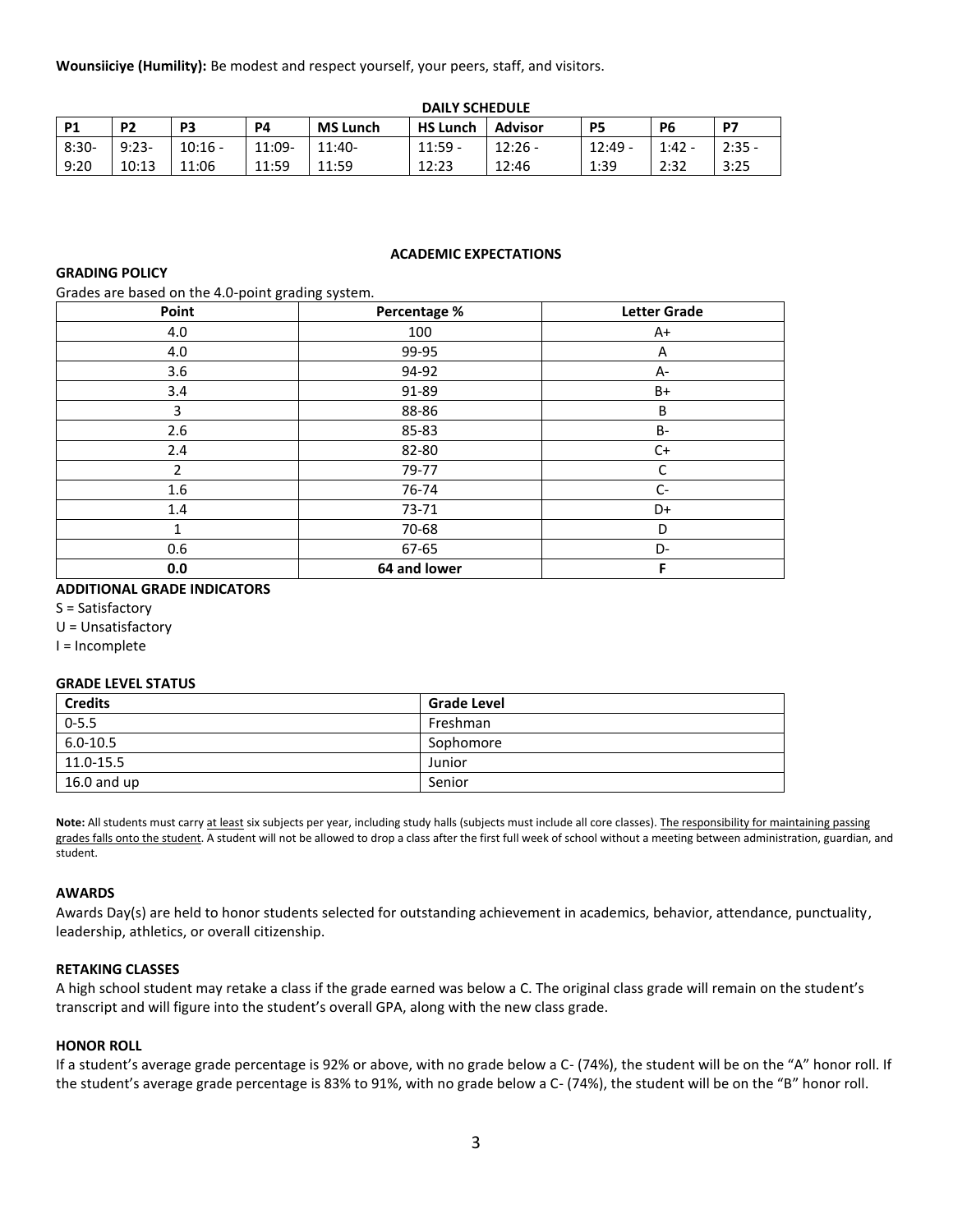**Wounsiiciye (Humility):** Be modest and respect yourself, your peers, staff, and visitors.

**DAILY SCHEDULE**

| P1 | P2 | P3 | P4 | MS Lunch | HS Lunch | Advisor | P5 | P6 | P7 |
|---|---|---|---|---|---|---|---|---|---|
| 8:30-9:20 | 9:23-10:13 | 10:16 - 11:06 | 11:09-11:59 | 11:40-11:59 | 11:59 - 12:23 | 12:26 - 12:46 | 12:49 - 1:39 | 1:42 - 2:32 | 2:35 - 3:25 |

## ACADEMIC EXPECTATIONS

### GRADING POLICY

Grades are based on the 4.0-point grading system.

| Point | Percentage % | Letter Grade |
|---|---|---|
| 4.0 | 100 | A+ |
| 4.0 | 99-95 | A |
| 3.6 | 94-92 | A- |
| 3.4 | 91-89 | B+ |
| 3 | 88-86 | B |
| 2.6 | 85-83 | B- |
| 2.4 | 82-80 | C+ |
| 2 | 79-77 | C |
| 1.6 | 76-74 | C- |
| 1.4 | 73-71 | D+ |
| 1 | 70-68 | D |
| 0.6 | 67-65 | D- |
| **0.0** | **64 and lower** | **F** |

### ADDITIONAL GRADE INDICATORS

S = Satisfactory

U = Unsatisfactory

I = Incomplete

### GRADE LEVEL STATUS

| Credits | Grade Level |
|---|---|
| 0-5.5 | Freshman |
| 6.0-10.5 | Sophomore |
| 11.0-15.5 | Junior |
| 16.0 and up | Senior |

**Note:** All students must carry at least six subjects per year, including study halls (subjects must include all core classes). The responsibility for maintaining passing grades falls onto the student. A student will not be allowed to drop a class after the first full week of school without a meeting between administration, guardian, and student.

### AWARDS

Awards Day(s) are held to honor students selected for outstanding achievement in academics, behavior, attendance, punctuality, leadership, athletics, or overall citizenship.

### RETAKING CLASSES

A high school student may retake a class if the grade earned was below a C. The original class grade will remain on the student's transcript and will figure into the student's overall GPA, along with the new class grade.

### HONOR ROLL

If a student's average grade percentage is 92% or above, with no grade below a C- (74%), the student will be on the "A" honor roll. If the student's average grade percentage is 83% to 91%, with no grade below a C- (74%), the student will be on the "B" honor roll.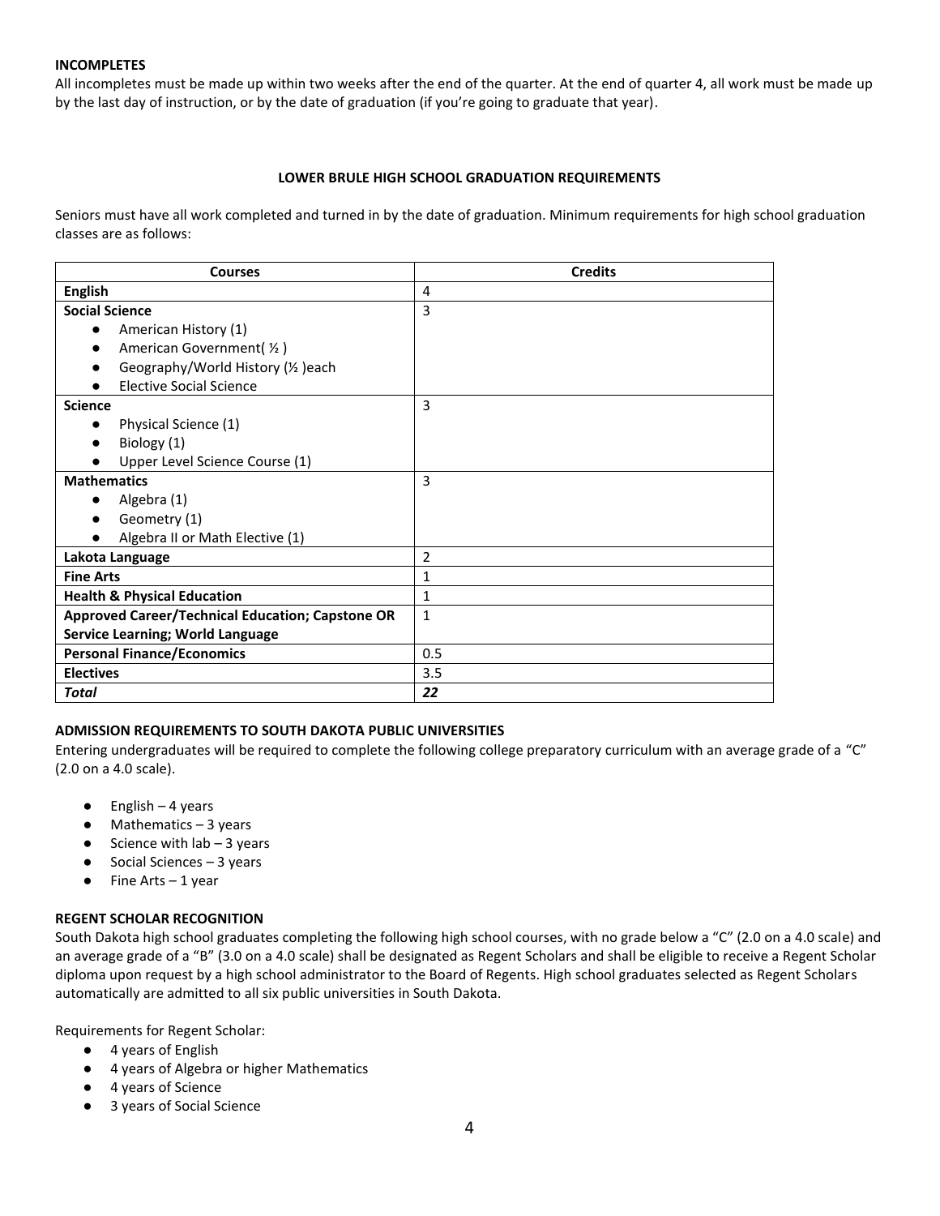**INCOMPLETES**

All incompletes must be made up within two weeks after the end of the quarter. At the end of quarter 4, all work must be made up by the last day of instruction, or by the date of graduation (if you're going to graduate that year).

## LOWER BRULE HIGH SCHOOL GRADUATION REQUIREMENTS

Seniors must have all work completed and turned in by the date of graduation. Minimum requirements for high school graduation classes are as follows:

| Courses | Credits |
|---|---|
| **English** | 4 |
| **Social Science**<br>• American History (1)<br>• American Government( ½ )<br>• Geography/World History (½ )each<br>• Elective Social Science | 3 |
| **Science**<br>• Physical Science (1)<br>• Biology (1)<br>• Upper Level Science Course (1) | 3 |
| **Mathematics**<br>• Algebra (1)<br>• Geometry (1)<br>• Algebra II or Math Elective (1) | 3 |
| **Lakota Language** | 2 |
| **Fine Arts** | 1 |
| **Health & Physical Education** | 1 |
| **Approved Career/Technical Education; Capstone OR Service Learning; World Language** | 1 |
| **Personal Finance/Economics** | 0.5 |
| **Electives** | 3.5 |
| ***Total*** | ***22*** |

**ADMISSION REQUIREMENTS TO SOUTH DAKOTA PUBLIC UNIVERSITIES**

Entering undergraduates will be required to complete the following college preparatory curriculum with an average grade of a "C" (2.0 on a 4.0 scale).

- English – 4 years
- Mathematics – 3 years
- Science with lab – 3 years
- Social Sciences – 3 years
- Fine Arts – 1 year

**REGENT SCHOLAR RECOGNITION**

South Dakota high school graduates completing the following high school courses, with no grade below a "C" (2.0 on a 4.0 scale) and an average grade of a "B" (3.0 on a 4.0 scale) shall be designated as Regent Scholars and shall be eligible to receive a Regent Scholar diploma upon request by a high school administrator to the Board of Regents. High school graduates selected as Regent Scholars automatically are admitted to all six public universities in South Dakota.

Requirements for Regent Scholar:

- 4 years of English
- 4 years of Algebra or higher Mathematics
- 4 years of Science
- 3 years of Social Science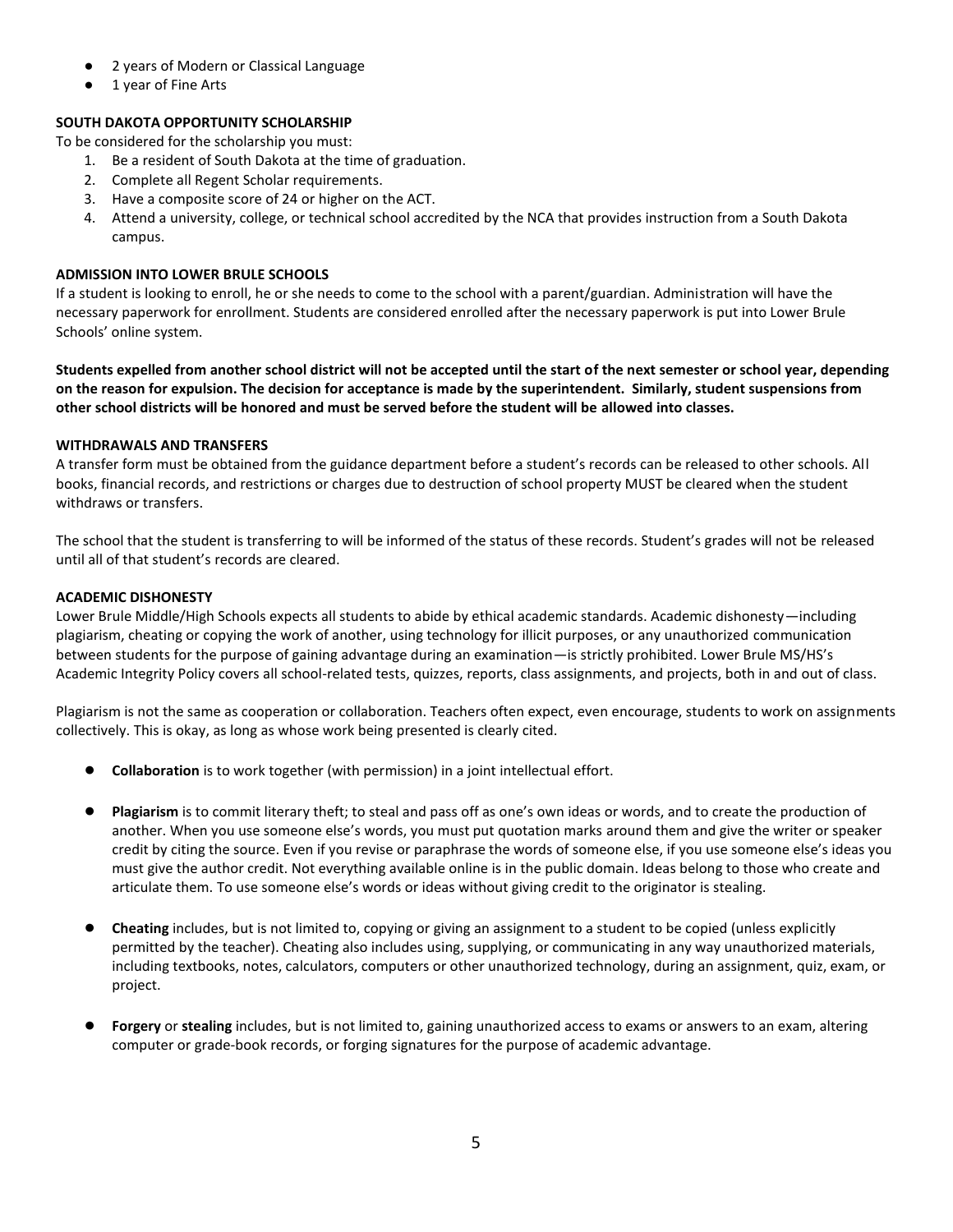- 2 years of Modern or Classical Language
- 1 year of Fine Arts

**SOUTH DAKOTA OPPORTUNITY SCHOLARSHIP**

To be considered for the scholarship you must:

1. Be a resident of South Dakota at the time of graduation.
2. Complete all Regent Scholar requirements.
3. Have a composite score of 24 or higher on the ACT.
4. Attend a university, college, or technical school accredited by the NCA that provides instruction from a South Dakota campus.

**ADMISSION INTO LOWER BRULE SCHOOLS**

If a student is looking to enroll, he or she needs to come to the school with a parent/guardian. Administration will have the necessary paperwork for enrollment. Students are considered enrolled after the necessary paperwork is put into Lower Brule Schools' online system.

**Students expelled from another school district will not be accepted until the start of the next semester or school year, depending on the reason for expulsion. The decision for acceptance is made by the superintendent. Similarly, student suspensions from other school districts will be honored and must be served before the student will be allowed into classes.**

**WITHDRAWALS AND TRANSFERS**

A transfer form must be obtained from the guidance department before a student's records can be released to other schools. All books, financial records, and restrictions or charges due to destruction of school property MUST be cleared when the student withdraws or transfers.

The school that the student is transferring to will be informed of the status of these records. Student's grades will not be released until all of that student's records are cleared.

**ACADEMIC DISHONESTY**

Lower Brule Middle/High Schools expects all students to abide by ethical academic standards. Academic dishonesty—including plagiarism, cheating or copying the work of another, using technology for illicit purposes, or any unauthorized communication between students for the purpose of gaining advantage during an examination—is strictly prohibited. Lower Brule MS/HS's Academic Integrity Policy covers all school-related tests, quizzes, reports, class assignments, and projects, both in and out of class.

Plagiarism is not the same as cooperation or collaboration. Teachers often expect, even encourage, students to work on assignments collectively. This is okay, as long as whose work being presented is clearly cited.

- **Collaboration** is to work together (with permission) in a joint intellectual effort.

- **Plagiarism** is to commit literary theft; to steal and pass off as one's own ideas or words, and to create the production of another. When you use someone else's words, you must put quotation marks around them and give the writer or speaker credit by citing the source. Even if you revise or paraphrase the words of someone else, if you use someone else's ideas you must give the author credit. Not everything available online is in the public domain. Ideas belong to those who create and articulate them. To use someone else's words or ideas without giving credit to the originator is stealing.

- **Cheating** includes, but is not limited to, copying or giving an assignment to a student to be copied (unless explicitly permitted by the teacher). Cheating also includes using, supplying, or communicating in any way unauthorized materials, including textbooks, notes, calculators, computers or other unauthorized technology, during an assignment, quiz, exam, or project.

- **Forgery** or **stealing** includes, but is not limited to, gaining unauthorized access to exams or answers to an exam, altering computer or grade-book records, or forging signatures for the purpose of academic advantage.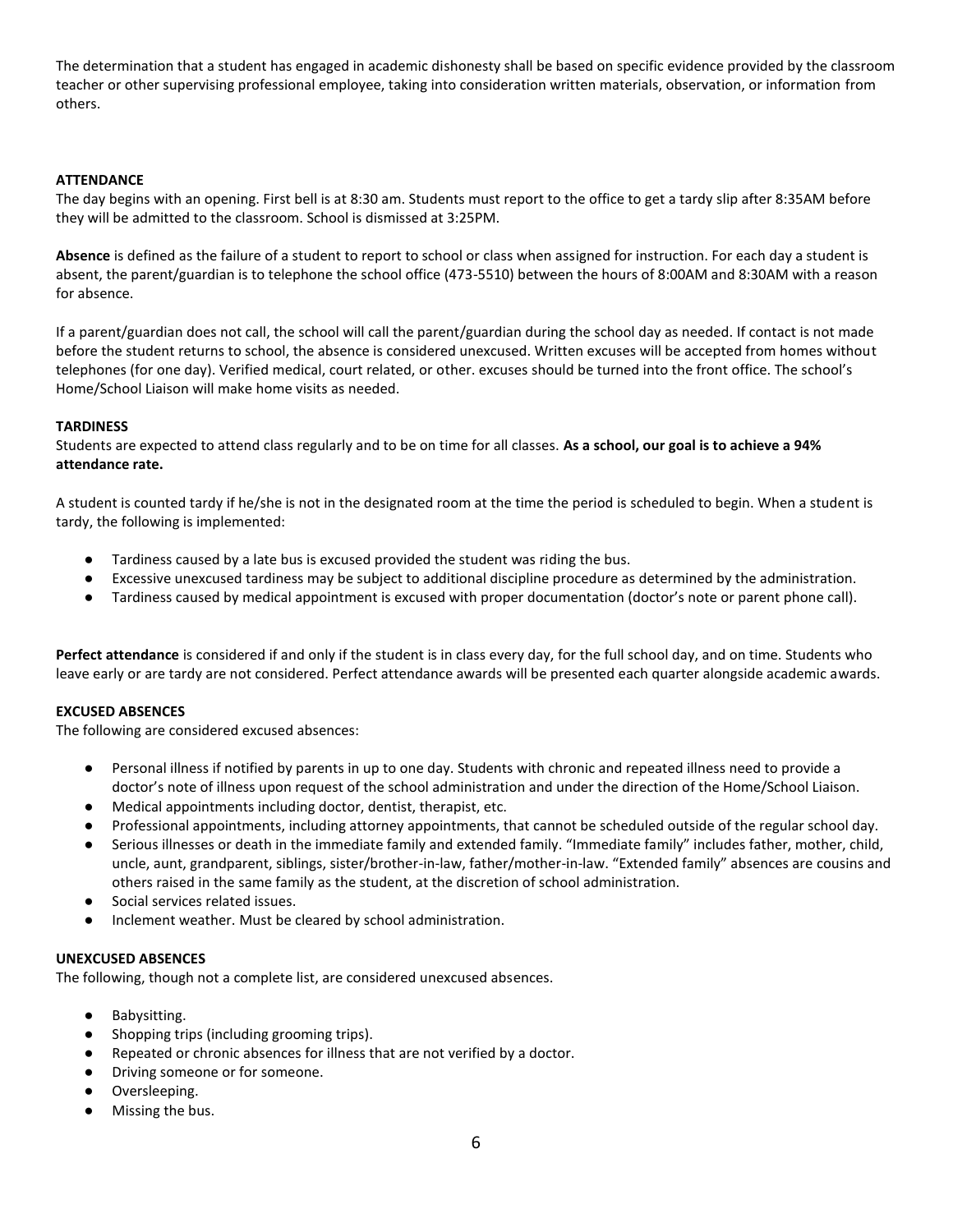The determination that a student has engaged in academic dishonesty shall be based on specific evidence provided by the classroom teacher or other supervising professional employee, taking into consideration written materials, observation, or information from others.

**ATTENDANCE**

The day begins with an opening. First bell is at 8:30 am. Students must report to the office to get a tardy slip after 8:35AM before they will be admitted to the classroom. School is dismissed at 3:25PM.

**Absence** is defined as the failure of a student to report to school or class when assigned for instruction. For each day a student is absent, the parent/guardian is to telephone the school office (473-5510) between the hours of 8:00AM and 8:30AM with a reason for absence.

If a parent/guardian does not call, the school will call the parent/guardian during the school day as needed. If contact is not made before the student returns to school, the absence is considered unexcused. Written excuses will be accepted from homes without telephones (for one day). Verified medical, court related, or other. excuses should be turned into the front office. The school's Home/School Liaison will make home visits as needed.

**TARDINESS**

Students are expected to attend class regularly and to be on time for all classes. **As a school, our goal is to achieve a 94% attendance rate.**

A student is counted tardy if he/she is not in the designated room at the time the period is scheduled to begin. When a student is tardy, the following is implemented:

- Tardiness caused by a late bus is excused provided the student was riding the bus.
- Excessive unexcused tardiness may be subject to additional discipline procedure as determined by the administration.
- Tardiness caused by medical appointment is excused with proper documentation (doctor's note or parent phone call).

**Perfect attendance** is considered if and only if the student is in class every day, for the full school day, and on time. Students who leave early or are tardy are not considered. Perfect attendance awards will be presented each quarter alongside academic awards.

**EXCUSED ABSENCES**

The following are considered excused absences:

- Personal illness if notified by parents in up to one day. Students with chronic and repeated illness need to provide a doctor's note of illness upon request of the school administration and under the direction of the Home/School Liaison.
- Medical appointments including doctor, dentist, therapist, etc.
- Professional appointments, including attorney appointments, that cannot be scheduled outside of the regular school day.
- Serious illnesses or death in the immediate family and extended family. "Immediate family" includes father, mother, child, uncle, aunt, grandparent, siblings, sister/brother-in-law, father/mother-in-law. "Extended family" absences are cousins and others raised in the same family as the student, at the discretion of school administration.
- Social services related issues.
- Inclement weather. Must be cleared by school administration.

**UNEXCUSED ABSENCES**

The following, though not a complete list, are considered unexcused absences.

- Babysitting.
- Shopping trips (including grooming trips).
- Repeated or chronic absences for illness that are not verified by a doctor.
- Driving someone or for someone.
- Oversleeping.
- Missing the bus.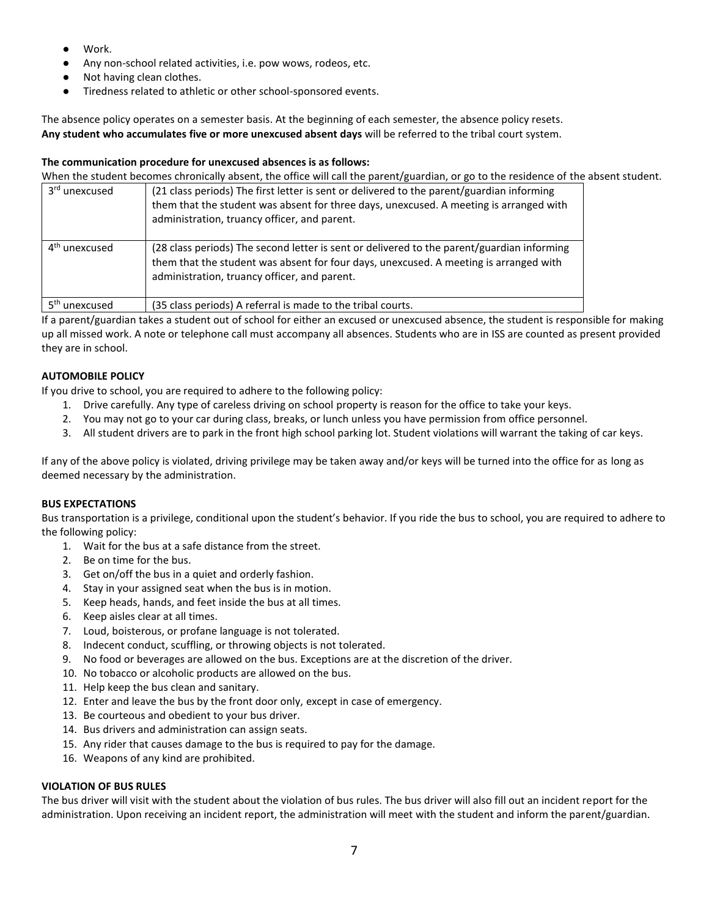- Work.
- Any non-school related activities, i.e. pow wows, rodeos, etc.
- Not having clean clothes.
- Tiredness related to athletic or other school-sponsored events.

The absence policy operates on a semester basis. At the beginning of each semester, the absence policy resets.
**Any student who accumulates five or more unexcused absent days** will be referred to the tribal court system.

**The communication procedure for unexcused absences is as follows:**
When the student becomes chronically absent, the office will call the parent/guardian, or go to the residence of the absent student.

| | |
|---|---|
| 3rd unexcused | (21 class periods) The first letter is sent or delivered to the parent/guardian informing them that the student was absent for three days, unexcused. A meeting is arranged with administration, truancy officer, and parent. |
| 4th unexcused | (28 class periods) The second letter is sent or delivered to the parent/guardian informing them that the student was absent for four days, unexcused. A meeting is arranged with administration, truancy officer, and parent. |
| 5th unexcused | (35 class periods) A referral is made to the tribal courts. |

If a parent/guardian takes a student out of school for either an excused or unexcused absence, the student is responsible for making up all missed work. A note or telephone call must accompany all absences. Students who are in ISS are counted as present provided they are in school.

**AUTOMOBILE POLICY**

If you drive to school, you are required to adhere to the following policy:

1. Drive carefully. Any type of careless driving on school property is reason for the office to take your keys.
2. You may not go to your car during class, breaks, or lunch unless you have permission from office personnel.
3. All student drivers are to park in the front high school parking lot. Student violations will warrant the taking of car keys.

If any of the above policy is violated, driving privilege may be taken away and/or keys will be turned into the office for as long as deemed necessary by the administration.

**BUS EXPECTATIONS**

Bus transportation is a privilege, conditional upon the student's behavior. If you ride the bus to school, you are required to adhere to the following policy:

1. Wait for the bus at a safe distance from the street.
2. Be on time for the bus.
3. Get on/off the bus in a quiet and orderly fashion.
4. Stay in your assigned seat when the bus is in motion.
5. Keep heads, hands, and feet inside the bus at all times.
6. Keep aisles clear at all times.
7. Loud, boisterous, or profane language is not tolerated.
8. Indecent conduct, scuffling, or throwing objects is not tolerated.
9. No food or beverages are allowed on the bus. Exceptions are at the discretion of the driver.
10. No tobacco or alcoholic products are allowed on the bus.
11. Help keep the bus clean and sanitary.
12. Enter and leave the bus by the front door only, except in case of emergency.
13. Be courteous and obedient to your bus driver.
14. Bus drivers and administration can assign seats.
15. Any rider that causes damage to the bus is required to pay for the damage.
16. Weapons of any kind are prohibited.

**VIOLATION OF BUS RULES**

The bus driver will visit with the student about the violation of bus rules. The bus driver will also fill out an incident report for the administration. Upon receiving an incident report, the administration will meet with the student and inform the parent/guardian.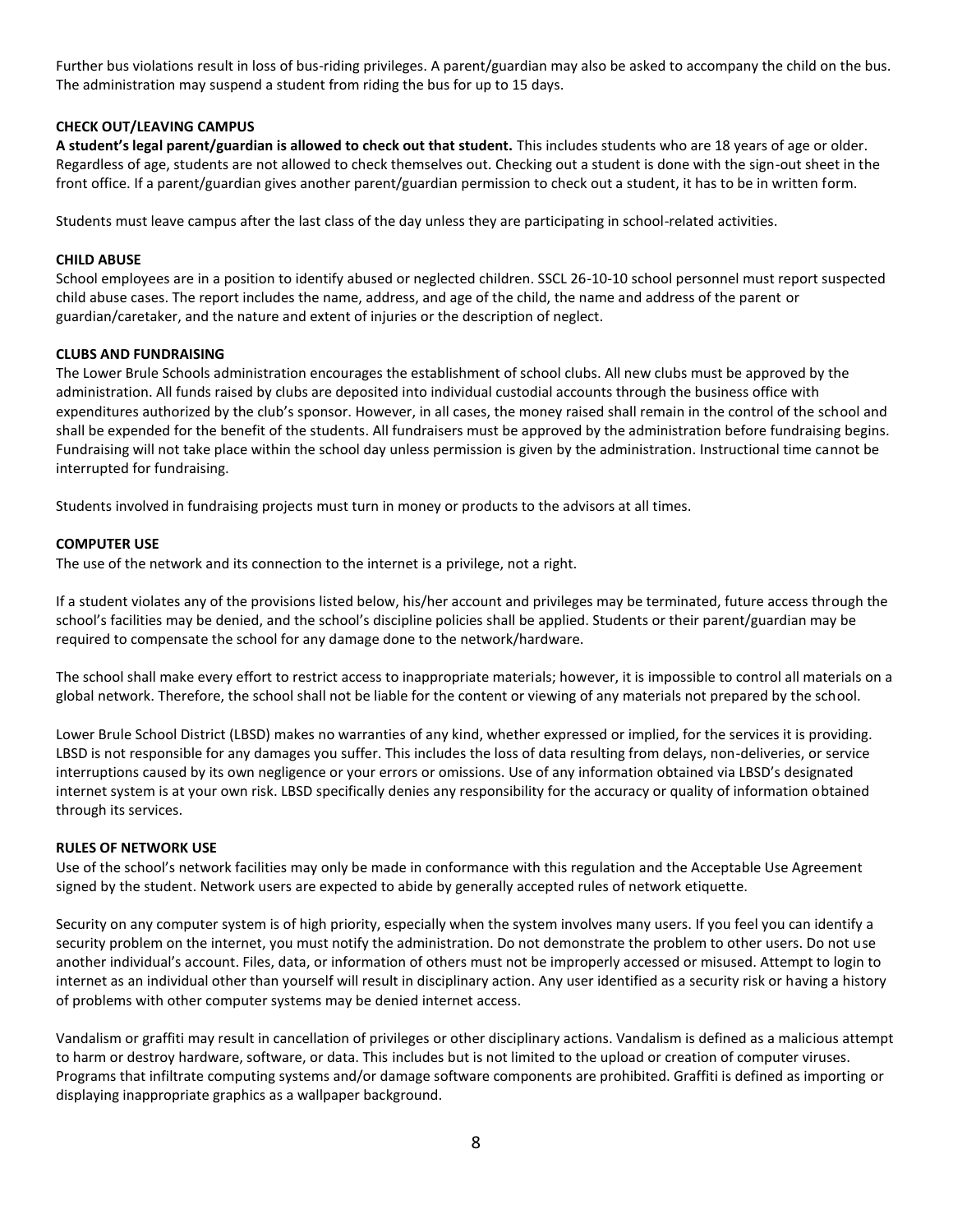Further bus violations result in loss of bus-riding privileges. A parent/guardian may also be asked to accompany the child on the bus. The administration may suspend a student from riding the bus for up to 15 days.

### CHECK OUT/LEAVING CAMPUS

**A student's legal parent/guardian is allowed to check out that student.** This includes students who are 18 years of age or older. Regardless of age, students are not allowed to check themselves out. Checking out a student is done with the sign-out sheet in the front office. If a parent/guardian gives another parent/guardian permission to check out a student, it has to be in written form.

Students must leave campus after the last class of the day unless they are participating in school-related activities.

### CHILD ABUSE

School employees are in a position to identify abused or neglected children. SSCL 26-10-10 school personnel must report suspected child abuse cases. The report includes the name, address, and age of the child, the name and address of the parent or guardian/caretaker, and the nature and extent of injuries or the description of neglect.

### CLUBS AND FUNDRAISING

The Lower Brule Schools administration encourages the establishment of school clubs. All new clubs must be approved by the administration. All funds raised by clubs are deposited into individual custodial accounts through the business office with expenditures authorized by the club's sponsor. However, in all cases, the money raised shall remain in the control of the school and shall be expended for the benefit of the students. All fundraisers must be approved by the administration before fundraising begins. Fundraising will not take place within the school day unless permission is given by the administration. Instructional time cannot be interrupted for fundraising.

Students involved in fundraising projects must turn in money or products to the advisors at all times.

### COMPUTER USE

The use of the network and its connection to the internet is a privilege, not a right.

If a student violates any of the provisions listed below, his/her account and privileges may be terminated, future access through the school's facilities may be denied, and the school's discipline policies shall be applied. Students or their parent/guardian may be required to compensate the school for any damage done to the network/hardware.

The school shall make every effort to restrict access to inappropriate materials; however, it is impossible to control all materials on a global network. Therefore, the school shall not be liable for the content or viewing of any materials not prepared by the school.

Lower Brule School District (LBSD) makes no warranties of any kind, whether expressed or implied, for the services it is providing. LBSD is not responsible for any damages you suffer. This includes the loss of data resulting from delays, non-deliveries, or service interruptions caused by its own negligence or your errors or omissions. Use of any information obtained via LBSD's designated internet system is at your own risk. LBSD specifically denies any responsibility for the accuracy or quality of information obtained through its services.

### RULES OF NETWORK USE

Use of the school's network facilities may only be made in conformance with this regulation and the Acceptable Use Agreement signed by the student. Network users are expected to abide by generally accepted rules of network etiquette.

Security on any computer system is of high priority, especially when the system involves many users. If you feel you can identify a security problem on the internet, you must notify the administration. Do not demonstrate the problem to other users. Do not use another individual's account. Files, data, or information of others must not be improperly accessed or misused. Attempt to login to internet as an individual other than yourself will result in disciplinary action. Any user identified as a security risk or having a history of problems with other computer systems may be denied internet access.

Vandalism or graffiti may result in cancellation of privileges or other disciplinary actions. Vandalism is defined as a malicious attempt to harm or destroy hardware, software, or data. This includes but is not limited to the upload or creation of computer viruses. Programs that infiltrate computing systems and/or damage software components are prohibited. Graffiti is defined as importing or displaying inappropriate graphics as a wallpaper background.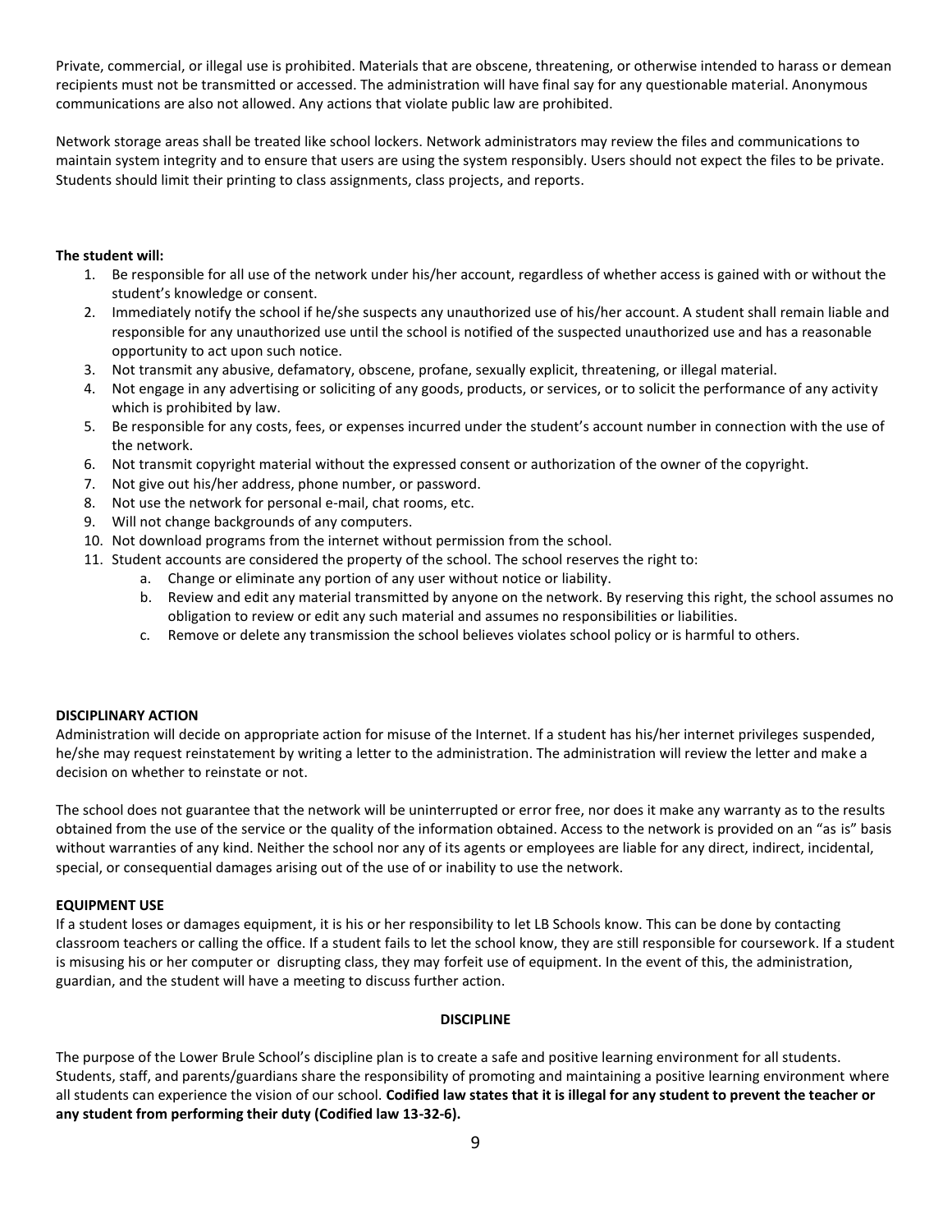Private, commercial, or illegal use is prohibited. Materials that are obscene, threatening, or otherwise intended to harass or demean recipients must not be transmitted or accessed. The administration will have final say for any questionable material. Anonymous communications are also not allowed. Any actions that violate public law are prohibited.

Network storage areas shall be treated like school lockers. Network administrators may review the files and communications to maintain system integrity and to ensure that users are using the system responsibly. Users should not expect the files to be private. Students should limit their printing to class assignments, class projects, and reports.

**The student will:**

1. Be responsible for all use of the network under his/her account, regardless of whether access is gained with or without the student's knowledge or consent.
2. Immediately notify the school if he/she suspects any unauthorized use of his/her account. A student shall remain liable and responsible for any unauthorized use until the school is notified of the suspected unauthorized use and has a reasonable opportunity to act upon such notice.
3. Not transmit any abusive, defamatory, obscene, profane, sexually explicit, threatening, or illegal material.
4. Not engage in any advertising or soliciting of any goods, products, or services, or to solicit the performance of any activity which is prohibited by law.
5. Be responsible for any costs, fees, or expenses incurred under the student's account number in connection with the use of the network.
6. Not transmit copyright material without the expressed consent or authorization of the owner of the copyright.
7. Not give out his/her address, phone number, or password.
8. Not use the network for personal e-mail, chat rooms, etc.
9. Will not change backgrounds of any computers.
10. Not download programs from the internet without permission from the school.
11. Student accounts are considered the property of the school. The school reserves the right to:
    a. Change or eliminate any portion of any user without notice or liability.
    b. Review and edit any material transmitted by anyone on the network. By reserving this right, the school assumes no obligation to review or edit any such material and assumes no responsibilities or liabilities.
    c. Remove or delete any transmission the school believes violates school policy or is harmful to others.

**DISCIPLINARY ACTION**

Administration will decide on appropriate action for misuse of the Internet. If a student has his/her internet privileges suspended, he/she may request reinstatement by writing a letter to the administration. The administration will review the letter and make a decision on whether to reinstate or not.

The school does not guarantee that the network will be uninterrupted or error free, nor does it make any warranty as to the results obtained from the use of the service or the quality of the information obtained. Access to the network is provided on an "as is" basis without warranties of any kind. Neither the school nor any of its agents or employees are liable for any direct, indirect, incidental, special, or consequential damages arising out of the use of or inability to use the network.

**EQUIPMENT USE**

If a student loses or damages equipment, it is his or her responsibility to let LB Schools know. This can be done by contacting classroom teachers or calling the office. If a student fails to let the school know, they are still responsible for coursework. If a student is misusing his or her computer or disrupting class, they may forfeit use of equipment. In the event of this, the administration, guardian, and the student will have a meeting to discuss further action.

## DISCIPLINE

The purpose of the Lower Brule School's discipline plan is to create a safe and positive learning environment for all students. Students, staff, and parents/guardians share the responsibility of promoting and maintaining a positive learning environment where all students can experience the vision of our school. **Codified law states that it is illegal for any student to prevent the teacher or any student from performing their duty (Codified law 13-32-6).**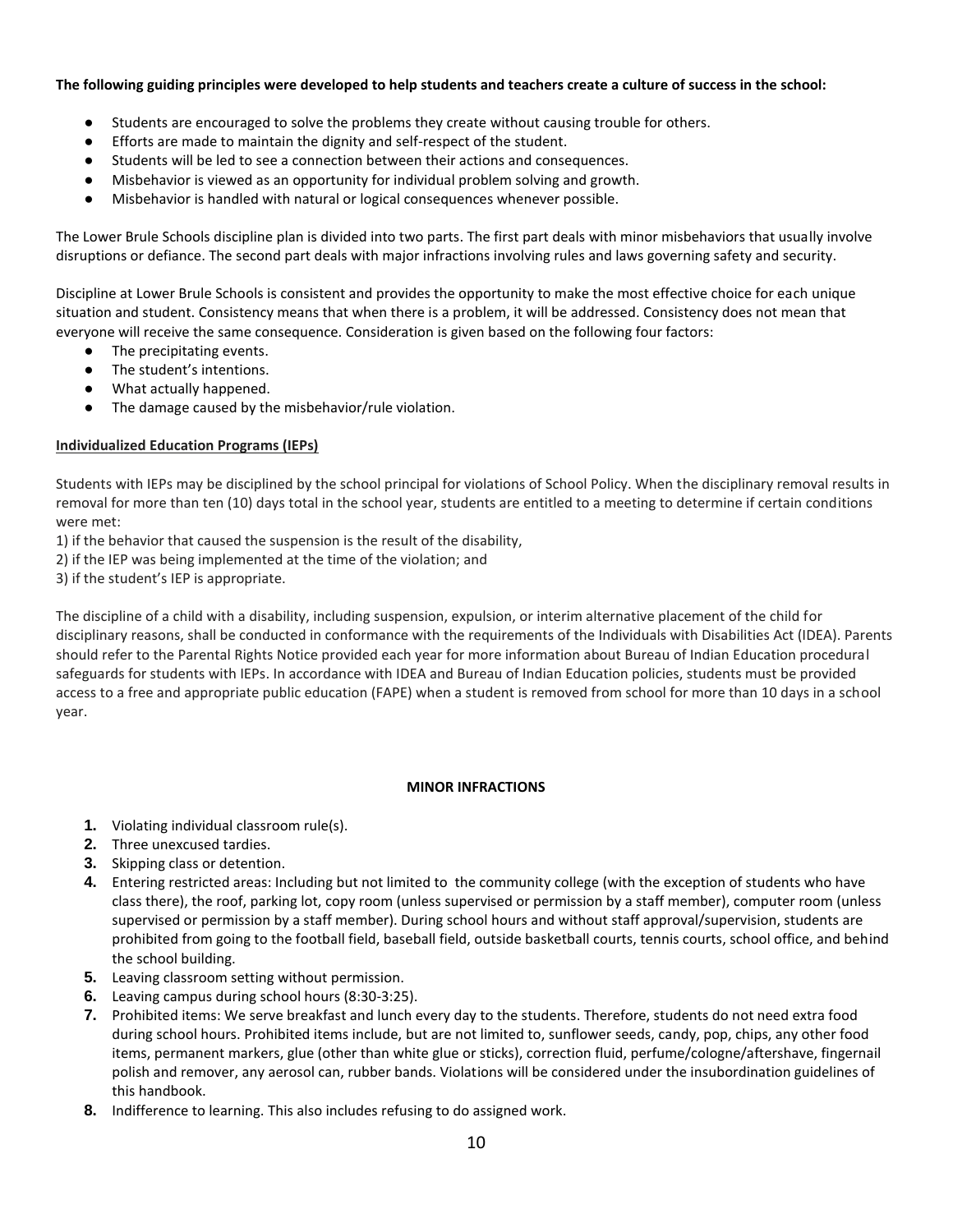**The following guiding principles were developed to help students and teachers create a culture of success in the school:**

- Students are encouraged to solve the problems they create without causing trouble for others.
- Efforts are made to maintain the dignity and self-respect of the student.
- Students will be led to see a connection between their actions and consequences.
- Misbehavior is viewed as an opportunity for individual problem solving and growth.
- Misbehavior is handled with natural or logical consequences whenever possible.

The Lower Brule Schools discipline plan is divided into two parts. The first part deals with minor misbehaviors that usually involve disruptions or defiance. The second part deals with major infractions involving rules and laws governing safety and security.

Discipline at Lower Brule Schools is consistent and provides the opportunity to make the most effective choice for each unique situation and student. Consistency means that when there is a problem, it will be addressed. Consistency does not mean that everyone will receive the same consequence. Consideration is given based on the following four factors:

- The precipitating events.
- The student's intentions.
- What actually happened.
- The damage caused by the misbehavior/rule violation.

**Individualized Education Programs (IEPs)**

Students with IEPs may be disciplined by the school principal for violations of School Policy. When the disciplinary removal results in removal for more than ten (10) days total in the school year, students are entitled to a meeting to determine if certain conditions were met:

1) if the behavior that caused the suspension is the result of the disability,
2) if the IEP was being implemented at the time of the violation; and
3) if the student's IEP is appropriate.

The discipline of a child with a disability, including suspension, expulsion, or interim alternative placement of the child for disciplinary reasons, shall be conducted in conformance with the requirements of the Individuals with Disabilities Act (IDEA). Parents should refer to the Parental Rights Notice provided each year for more information about Bureau of Indian Education procedural safeguards for students with IEPs. In accordance with IDEA and Bureau of Indian Education policies, students must be provided access to a free and appropriate public education (FAPE) when a student is removed from school for more than 10 days in a school year.

**MINOR INFRACTIONS**

1. Violating individual classroom rule(s).
2. Three unexcused tardies.
3. Skipping class or detention.
4. Entering restricted areas: Including but not limited to the community college (with the exception of students who have class there), the roof, parking lot, copy room (unless supervised or permission by a staff member), computer room (unless supervised or permission by a staff member). During school hours and without staff approval/supervision, students are prohibited from going to the football field, baseball field, outside basketball courts, tennis courts, school office, and behind the school building.
5. Leaving classroom setting without permission.
6. Leaving campus during school hours (8:30-3:25).
7. Prohibited items: We serve breakfast and lunch every day to the students. Therefore, students do not need extra food during school hours. Prohibited items include, but are not limited to, sunflower seeds, candy, pop, chips, any other food items, permanent markers, glue (other than white glue or sticks), correction fluid, perfume/cologne/aftershave, fingernail polish and remover, any aerosol can, rubber bands. Violations will be considered under the insubordination guidelines of this handbook.
8. Indifference to learning. This also includes refusing to do assigned work.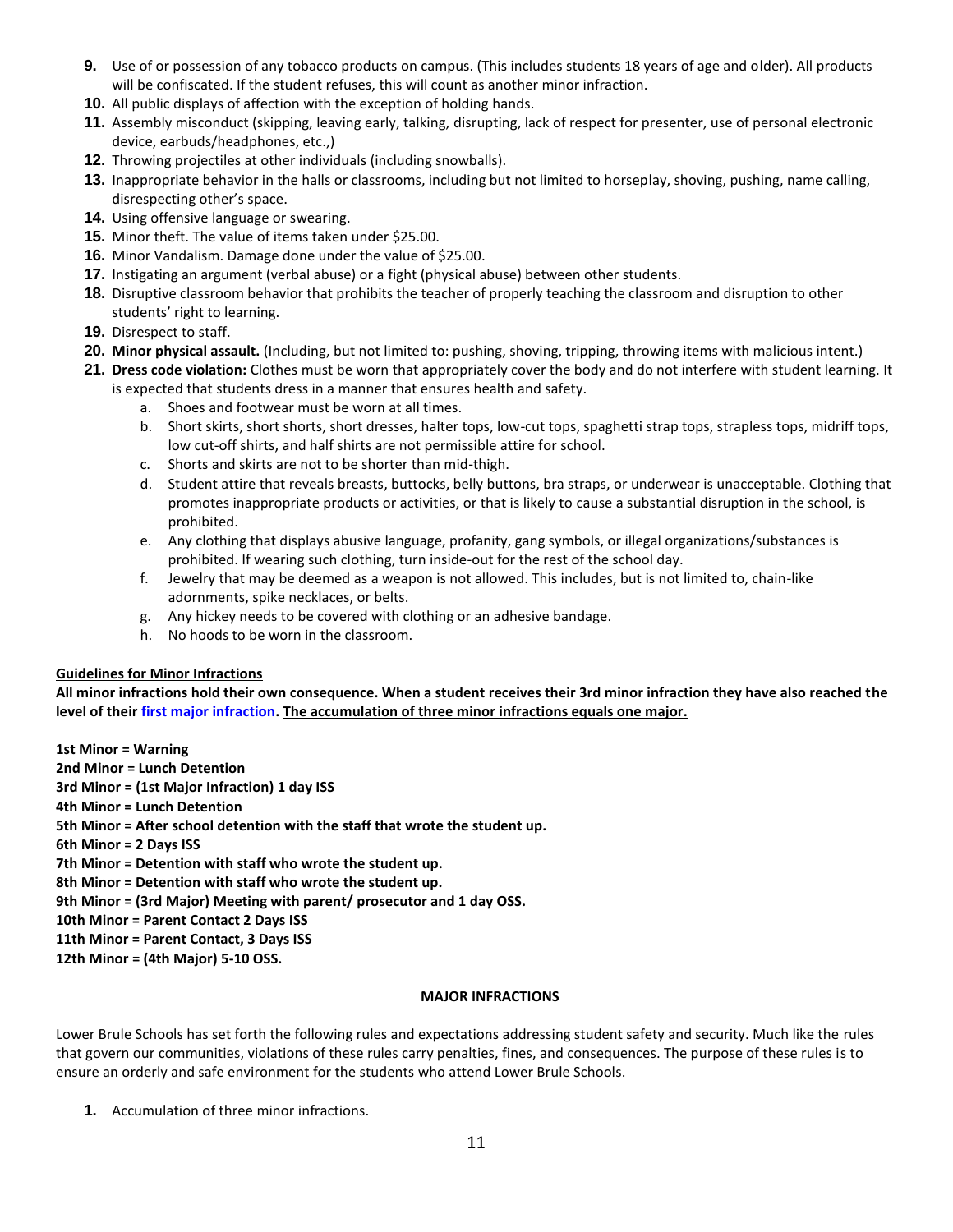9. Use of or possession of any tobacco products on campus. (This includes students 18 years of age and older). All products will be confiscated. If the student refuses, this will count as another minor infraction.
10. All public displays of affection with the exception of holding hands.
11. Assembly misconduct (skipping, leaving early, talking, disrupting, lack of respect for presenter, use of personal electronic device, earbuds/headphones, etc.,)
12. Throwing projectiles at other individuals (including snowballs).
13. Inappropriate behavior in the halls or classrooms, including but not limited to horseplay, shoving, pushing, name calling, disrespecting other's space.
14. Using offensive language or swearing.
15. Minor theft. The value of items taken under $25.00.
16. Minor Vandalism. Damage done under the value of $25.00.
17. Instigating an argument (verbal abuse) or a fight (physical abuse) between other students.
18. Disruptive classroom behavior that prohibits the teacher of properly teaching the classroom and disruption to other students' right to learning.
19. Disrespect to staff.
20. **Minor physical assault.** (Including, but not limited to: pushing, shoving, tripping, throwing items with malicious intent.)
21. **Dress code violation:** Clothes must be worn that appropriately cover the body and do not interfere with student learning. It is expected that students dress in a manner that ensures health and safety.
    a. Shoes and footwear must be worn at all times.
    b. Short skirts, short shorts, short dresses, halter tops, low-cut tops, spaghetti strap tops, strapless tops, midriff tops, low cut-off shirts, and half shirts are not permissible attire for school.
    c. Shorts and skirts are not to be shorter than mid-thigh.
    d. Student attire that reveals breasts, buttocks, belly buttons, bra straps, or underwear is unacceptable. Clothing that promotes inappropriate products or activities, or that is likely to cause a substantial disruption in the school, is prohibited.
    e. Any clothing that displays abusive language, profanity, gang symbols, or illegal organizations/substances is prohibited. If wearing such clothing, turn inside-out for the rest of the school day.
    f. Jewelry that may be deemed as a weapon is not allowed. This includes, but is not limited to, chain-like adornments, spike necklaces, or belts.
    g. Any hickey needs to be covered with clothing or an adhesive bandage.
    h. No hoods to be worn in the classroom.

**Guidelines for Minor Infractions**

**All minor infractions hold their own consequence. When a student receives their 3rd minor infraction they have also reached the level of their first major infraction. The accumulation of three minor infractions equals one major.**

**1st Minor = Warning**
**2nd Minor = Lunch Detention**
**3rd Minor = (1st Major Infraction) 1 day ISS**
**4th Minor = Lunch Detention**
**5th Minor = After school detention with the staff that wrote the student up.**
**6th Minor = 2 Days ISS**
**7th Minor = Detention with staff who wrote the student up.**
**8th Minor = Detention with staff who wrote the student up.**
**9th Minor = (3rd Major) Meeting with parent/ prosecutor and 1 day OSS.**
**10th Minor = Parent Contact 2 Days ISS**
**11th Minor = Parent Contact, 3 Days ISS**
**12th Minor = (4th Major) 5-10 OSS.**

## MAJOR INFRACTIONS

Lower Brule Schools has set forth the following rules and expectations addressing student safety and security. Much like the rules that govern our communities, violations of these rules carry penalties, fines, and consequences. The purpose of these rules is to ensure an orderly and safe environment for the students who attend Lower Brule Schools.

1. Accumulation of three minor infractions.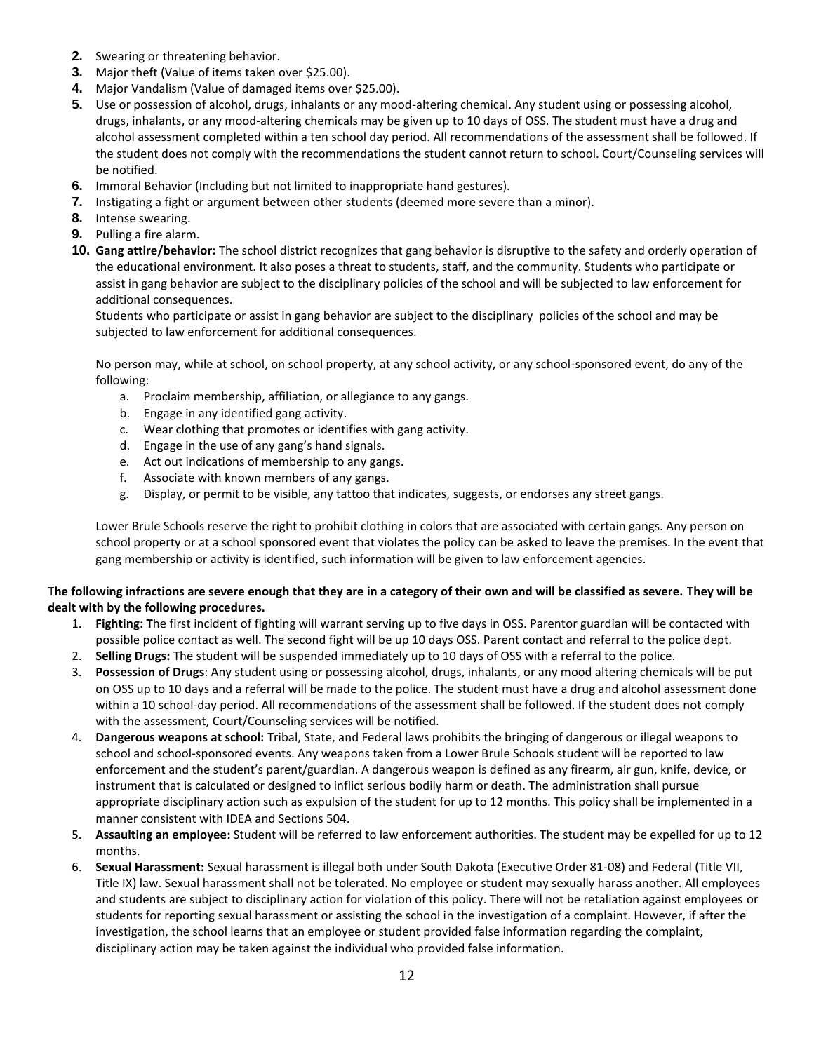2. Swearing or threatening behavior.
3. Major theft (Value of items taken over $25.00).
4. Major Vandalism (Value of damaged items over $25.00).
5. Use or possession of alcohol, drugs, inhalants or any mood-altering chemical. Any student using or possessing alcohol, drugs, inhalants, or any mood-altering chemicals may be given up to 10 days of OSS. The student must have a drug and alcohol assessment completed within a ten school day period. All recommendations of the assessment shall be followed. If the student does not comply with the recommendations the student cannot return to school. Court/Counseling services will be notified.
6. Immoral Behavior (Including but not limited to inappropriate hand gestures).
7. Instigating a fight or argument between other students (deemed more severe than a minor).
8. Intense swearing.
9. Pulling a fire alarm.
10. **Gang attire/behavior:** The school district recognizes that gang behavior is disruptive to the safety and orderly operation of the educational environment. It also poses a threat to students, staff, and the community. Students who participate or assist in gang behavior are subject to the disciplinary policies of the school and will be subjected to law enforcement for additional consequences.

    Students who participate or assist in gang behavior are subject to the disciplinary policies of the school and may be subjected to law enforcement for additional consequences.

    No person may, while at school, on school property, at any school activity, or any school-sponsored event, do any of the following:

    a. Proclaim membership, affiliation, or allegiance to any gangs.
    b. Engage in any identified gang activity.
    c. Wear clothing that promotes or identifies with gang activity.
    d. Engage in the use of any gang's hand signals.
    e. Act out indications of membership to any gangs.
    f. Associate with known members of any gangs.
    g. Display, or permit to be visible, any tattoo that indicates, suggests, or endorses any street gangs.

    Lower Brule Schools reserve the right to prohibit clothing in colors that are associated with certain gangs. Any person on school property or at a school sponsored event that violates the policy can be asked to leave the premises. In the event that gang membership or activity is identified, such information will be given to law enforcement agencies.

**The following infractions are severe enough that they are in a category of their own and will be classified as severe. They will be dealt with by the following procedures.**

1. **Fighting: T**he first incident of fighting will warrant serving up to five days in OSS. Parentor guardian will be contacted with possible police contact as well. The second fight will be up 10 days OSS. Parent contact and referral to the police dept.
2. **Selling Drugs:** The student will be suspended immediately up to 10 days of OSS with a referral to the police.
3. **Possession of Drugs**: Any student using or possessing alcohol, drugs, inhalants, or any mood altering chemicals will be put on OSS up to 10 days and a referral will be made to the police. The student must have a drug and alcohol assessment done within a 10 school-day period. All recommendations of the assessment shall be followed. If the student does not comply with the assessment, Court/Counseling services will be notified.
4. **Dangerous weapons at school:** Tribal, State, and Federal laws prohibits the bringing of dangerous or illegal weapons to school and school-sponsored events. Any weapons taken from a Lower Brule Schools student will be reported to law enforcement and the student's parent/guardian. A dangerous weapon is defined as any firearm, air gun, knife, device, or instrument that is calculated or designed to inflict serious bodily harm or death. The administration shall pursue appropriate disciplinary action such as expulsion of the student for up to 12 months. This policy shall be implemented in a manner consistent with IDEA and Sections 504.
5. **Assaulting an employee:** Student will be referred to law enforcement authorities. The student may be expelled for up to 12 months.
6. **Sexual Harassment:** Sexual harassment is illegal both under South Dakota (Executive Order 81-08) and Federal (Title VII, Title IX) law. Sexual harassment shall not be tolerated. No employee or student may sexually harass another. All employees and students are subject to disciplinary action for violation of this policy. There will not be retaliation against employees or students for reporting sexual harassment or assisting the school in the investigation of a complaint. However, if after the investigation, the school learns that an employee or student provided false information regarding the complaint, disciplinary action may be taken against the individual who provided false information.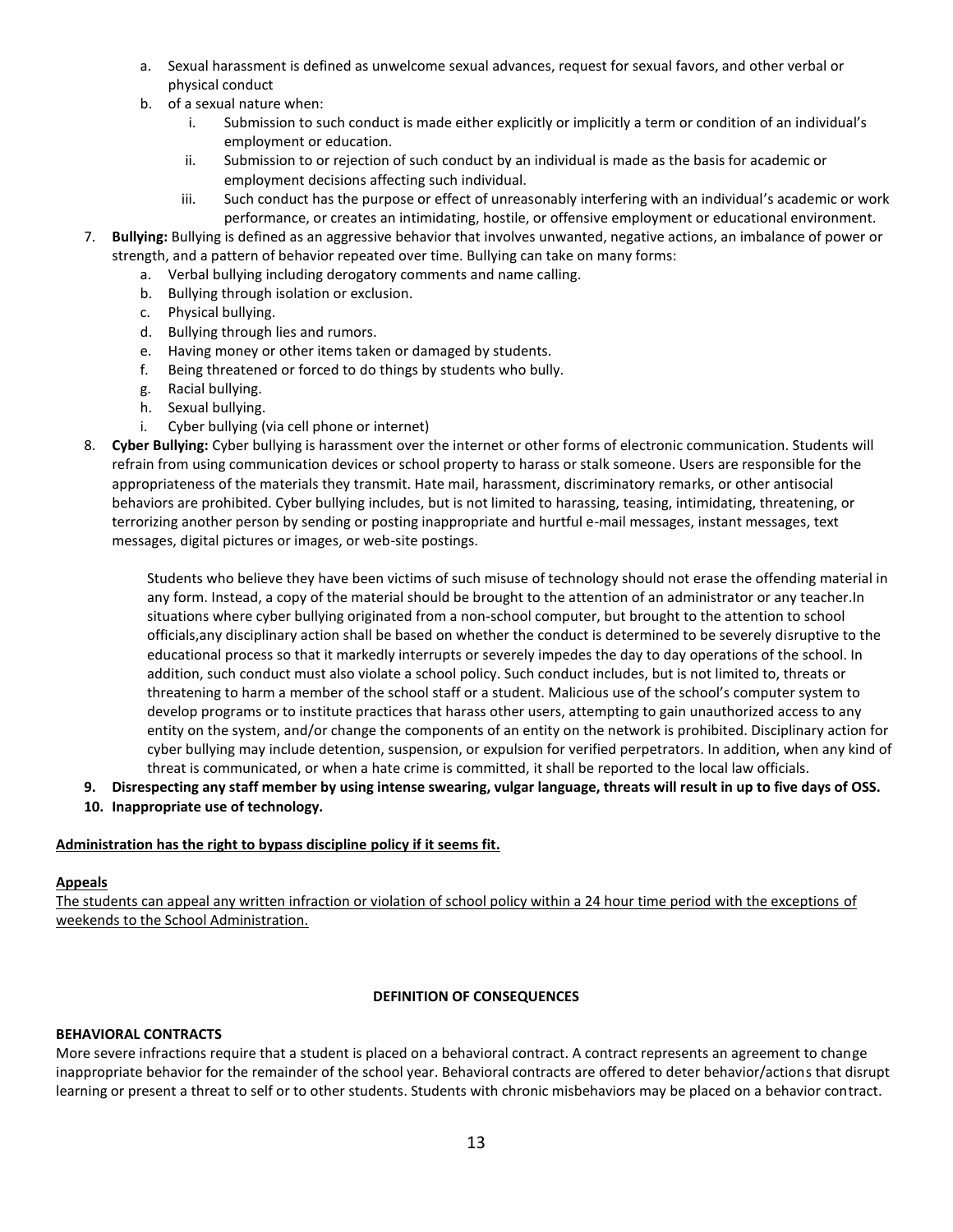a. Sexual harassment is defined as unwelcome sexual advances, request for sexual favors, and other verbal or physical conduct
   b. of a sexual nature when:
      i. Submission to such conduct is made either explicitly or implicitly a term or condition of an individual's employment or education.
      ii. Submission to or rejection of such conduct by an individual is made as the basis for academic or employment decisions affecting such individual.
      iii. Such conduct has the purpose or effect of unreasonably interfering with an individual's academic or work performance, or creates an intimidating, hostile, or offensive employment or educational environment.
7. **Bullying:** Bullying is defined as an aggressive behavior that involves unwanted, negative actions, an imbalance of power or strength, and a pattern of behavior repeated over time. Bullying can take on many forms:
   a. Verbal bullying including derogatory comments and name calling.
   b. Bullying through isolation or exclusion.
   c. Physical bullying.
   d. Bullying through lies and rumors.
   e. Having money or other items taken or damaged by students.
   f. Being threatened or forced to do things by students who bully.
   g. Racial bullying.
   h. Sexual bullying.
   i. Cyber bullying (via cell phone or internet)
8. **Cyber Bullying:** Cyber bullying is harassment over the internet or other forms of electronic communication. Students will refrain from using communication devices or school property to harass or stalk someone. Users are responsible for the appropriateness of the materials they transmit. Hate mail, harassment, discriminatory remarks, or other antisocial behaviors are prohibited. Cyber bullying includes, but is not limited to harassing, teasing, intimidating, threatening, or terrorizing another person by sending or posting inappropriate and hurtful e-mail messages, instant messages, text messages, digital pictures or images, or web-site postings.

   Students who believe they have been victims of such misuse of technology should not erase the offending material in any form. Instead, a copy of the material should be brought to the attention of an administrator or any teacher.In situations where cyber bullying originated from a non-school computer, but brought to the attention to school officials,any disciplinary action shall be based on whether the conduct is determined to be severely disruptive to the educational process so that it markedly interrupts or severely impedes the day to day operations of the school. In addition, such conduct must also violate a school policy. Such conduct includes, but is not limited to, threats or threatening to harm a member of the school staff or a student. Malicious use of the school's computer system to develop programs or to institute practices that harass other users, attempting to gain unauthorized access to any entity on the system, and/or change the components of an entity on the network is prohibited. Disciplinary action for cyber bullying may include detention, suspension, or expulsion for verified perpetrators. In addition, when any kind of threat is communicated, or when a hate crime is committed, it shall be reported to the local law officials.
9. **Disrespecting any staff member by using intense swearing, vulgar language, threats will result in up to five days of OSS.**
10. **Inappropriate use of technology.**

<u>**Administration has the right to bypass discipline policy if it seems fit.**</u>

**<u>Appeals</u>**

<u>The students can appeal any written infraction or violation of school policy within a 24 hour time period with the exceptions of weekends to the School Administration.</u>

## DEFINITION OF CONSEQUENCES

**BEHAVIORAL CONTRACTS**

More severe infractions require that a student is placed on a behavioral contract. A contract represents an agreement to change inappropriate behavior for the remainder of the school year. Behavioral contracts are offered to deter behavior/actions that disrupt learning or present a threat to self or to other students. Students with chronic misbehaviors may be placed on a behavior contract.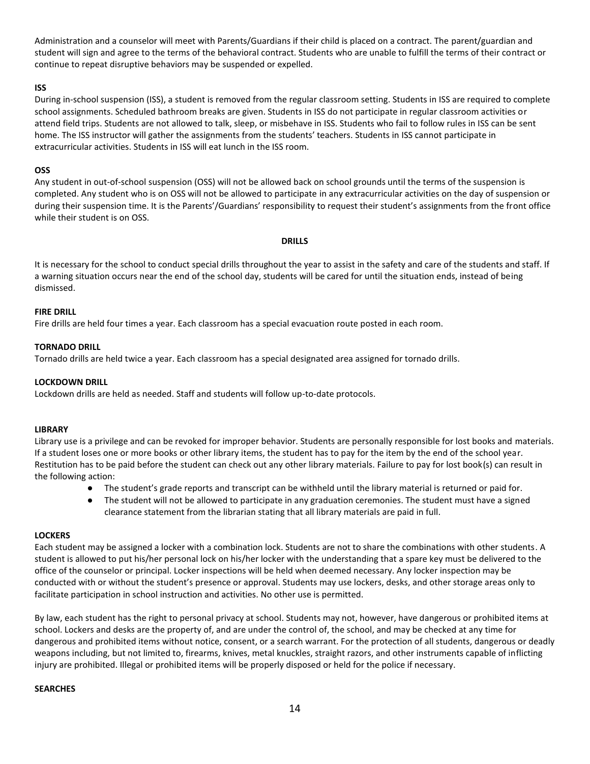Administration and a counselor will meet with Parents/Guardians if their child is placed on a contract. The parent/guardian and student will sign and agree to the terms of the behavioral contract. Students who are unable to fulfill the terms of their contract or continue to repeat disruptive behaviors may be suspended or expelled.

**ISS**

During in-school suspension (ISS), a student is removed from the regular classroom setting. Students in ISS are required to complete school assignments. Scheduled bathroom breaks are given. Students in ISS do not participate in regular classroom activities or attend field trips. Students are not allowed to talk, sleep, or misbehave in ISS. Students who fail to follow rules in ISS can be sent home. The ISS instructor will gather the assignments from the students' teachers. Students in ISS cannot participate in extracurricular activities. Students in ISS will eat lunch in the ISS room.

**OSS**

Any student in out-of-school suspension (OSS) will not be allowed back on school grounds until the terms of the suspension is completed. Any student who is on OSS will not be allowed to participate in any extracurricular activities on the day of suspension or during their suspension time. It is the Parents'/Guardians' responsibility to request their student's assignments from the front office while their student is on OSS.

## DRILLS

It is necessary for the school to conduct special drills throughout the year to assist in the safety and care of the students and staff. If a warning situation occurs near the end of the school day, students will be cared for until the situation ends, instead of being dismissed.

**FIRE DRILL**

Fire drills are held four times a year. Each classroom has a special evacuation route posted in each room.

**TORNADO DRILL**

Tornado drills are held twice a year. Each classroom has a special designated area assigned for tornado drills.

**LOCKDOWN DRILL**

Lockdown drills are held as needed. Staff and students will follow up-to-date protocols.

**LIBRARY**

Library use is a privilege and can be revoked for improper behavior. Students are personally responsible for lost books and materials. If a student loses one or more books or other library items, the student has to pay for the item by the end of the school year. Restitution has to be paid before the student can check out any other library materials. Failure to pay for lost book(s) can result in the following action:

- The student's grade reports and transcript can be withheld until the library material is returned or paid for.
- The student will not be allowed to participate in any graduation ceremonies. The student must have a signed clearance statement from the librarian stating that all library materials are paid in full.

**LOCKERS**

Each student may be assigned a locker with a combination lock. Students are not to share the combinations with other students. A student is allowed to put his/her personal lock on his/her locker with the understanding that a spare key must be delivered to the office of the counselor or principal. Locker inspections will be held when deemed necessary. Any locker inspection may be conducted with or without the student's presence or approval. Students may use lockers, desks, and other storage areas only to facilitate participation in school instruction and activities. No other use is permitted.

By law, each student has the right to personal privacy at school. Students may not, however, have dangerous or prohibited items at school. Lockers and desks are the property of, and are under the control of, the school, and may be checked at any time for dangerous and prohibited items without notice, consent, or a search warrant. For the protection of all students, dangerous or deadly weapons including, but not limited to, firearms, knives, metal knuckles, straight razors, and other instruments capable of inflicting injury are prohibited. Illegal or prohibited items will be properly disposed or held for the police if necessary.

**SEARCHES**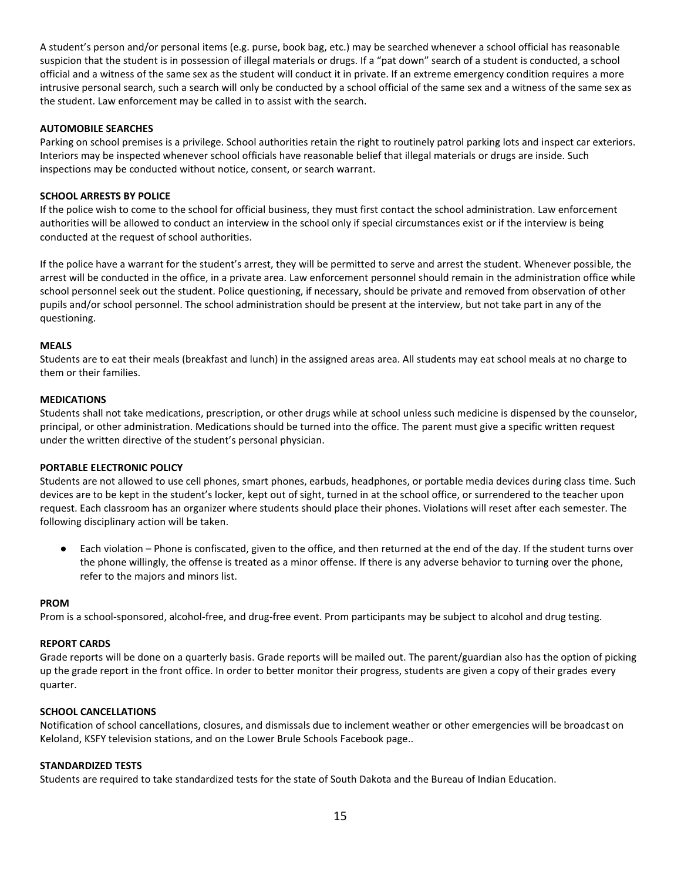A student's person and/or personal items (e.g. purse, book bag, etc.) may be searched whenever a school official has reasonable suspicion that the student is in possession of illegal materials or drugs. If a "pat down" search of a student is conducted, a school official and a witness of the same sex as the student will conduct it in private. If an extreme emergency condition requires a more intrusive personal search, such a search will only be conducted by a school official of the same sex and a witness of the same sex as the student. Law enforcement may be called in to assist with the search.

**AUTOMOBILE SEARCHES**

Parking on school premises is a privilege. School authorities retain the right to routinely patrol parking lots and inspect car exteriors. Interiors may be inspected whenever school officials have reasonable belief that illegal materials or drugs are inside. Such inspections may be conducted without notice, consent, or search warrant.

**SCHOOL ARRESTS BY POLICE**

If the police wish to come to the school for official business, they must first contact the school administration. Law enforcement authorities will be allowed to conduct an interview in the school only if special circumstances exist or if the interview is being conducted at the request of school authorities.

If the police have a warrant for the student's arrest, they will be permitted to serve and arrest the student. Whenever possible, the arrest will be conducted in the office, in a private area. Law enforcement personnel should remain in the administration office while school personnel seek out the student. Police questioning, if necessary, should be private and removed from observation of other pupils and/or school personnel. The school administration should be present at the interview, but not take part in any of the questioning.

**MEALS**

Students are to eat their meals (breakfast and lunch) in the assigned areas area. All students may eat school meals at no charge to them or their families.

**MEDICATIONS**

Students shall not take medications, prescription, or other drugs while at school unless such medicine is dispensed by the counselor, principal, or other administration. Medications should be turned into the office. The parent must give a specific written request under the written directive of the student's personal physician.

**PORTABLE ELECTRONIC POLICY**

Students are not allowed to use cell phones, smart phones, earbuds, headphones, or portable media devices during class time. Such devices are to be kept in the student's locker, kept out of sight, turned in at the school office, or surrendered to the teacher upon request. Each classroom has an organizer where students should place their phones. Violations will reset after each semester. The following disciplinary action will be taken.

- Each violation – Phone is confiscated, given to the office, and then returned at the end of the day. If the student turns over the phone willingly, the offense is treated as a minor offense. If there is any adverse behavior to turning over the phone, refer to the majors and minors list.

**PROM**

Prom is a school-sponsored, alcohol-free, and drug-free event. Prom participants may be subject to alcohol and drug testing.

**REPORT CARDS**

Grade reports will be done on a quarterly basis. Grade reports will be mailed out. The parent/guardian also has the option of picking up the grade report in the front office. In order to better monitor their progress, students are given a copy of their grades every quarter.

**SCHOOL CANCELLATIONS**

Notification of school cancellations, closures, and dismissals due to inclement weather or other emergencies will be broadcast on Keloland, KSFY television stations, and on the Lower Brule Schools Facebook page..

**STANDARDIZED TESTS**

Students are required to take standardized tests for the state of South Dakota and the Bureau of Indian Education.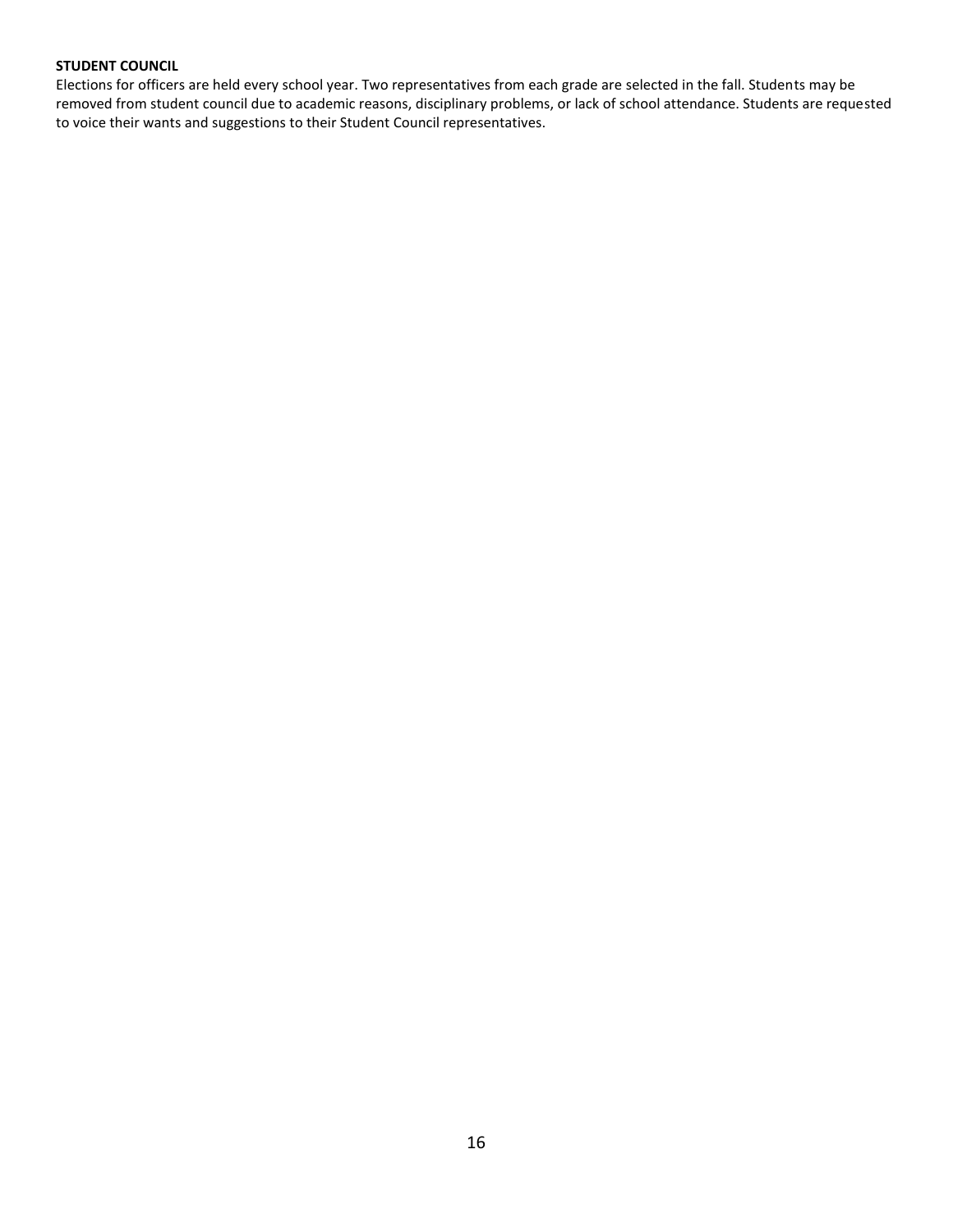**STUDENT COUNCIL**

Elections for officers are held every school year. Two representatives from each grade are selected in the fall. Students may be removed from student council due to academic reasons, disciplinary problems, or lack of school attendance. Students are requested to voice their wants and suggestions to their Student Council representatives.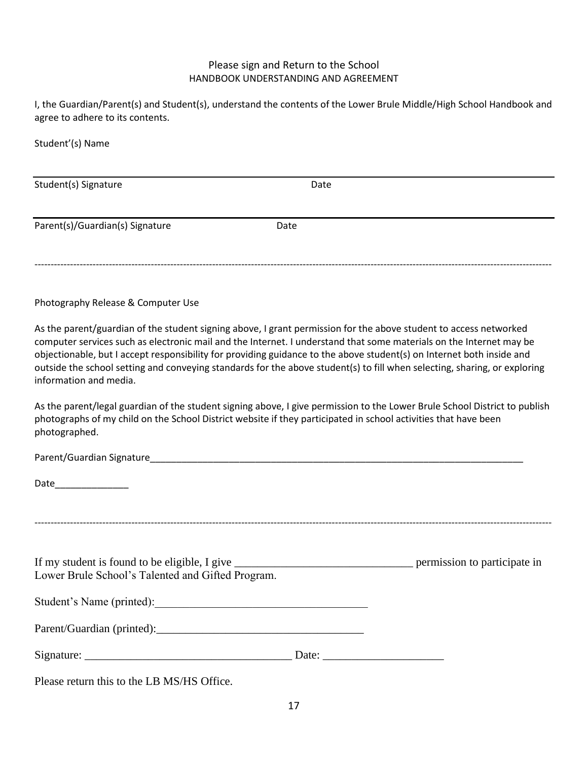Please sign and Return to the School

HANDBOOK UNDERSTANDING AND AGREEMENT

I, the Guardian/Parent(s) and Student(s), understand the contents of the Lower Brule Middle/High School Handbook and agree to adhere to its contents.

Student'(s) Name

______________________________________________________________________________

Student(s) Signature                                                                 Date

______________________________________________________________________________

Parent(s)/Guardian(s) Signature                                          Date

---------------------------------------------------------------------------------------------------------------------------------------------------

Photography Release & Computer Use

As the parent/guardian of the student signing above, I grant permission for the above student to access networked computer services such as electronic mail and the Internet. I understand that some materials on the Internet may be objectionable, but I accept responsibility for providing guidance to the above student(s) on Internet both inside and outside the school setting and conveying standards for the above student(s) to fill when selecting, sharing, or exploring information and media.

As the parent/legal guardian of the student signing above, I give permission to the Lower Brule School District to publish photographs of my child on the School District website if they participated in school activities that have been photographed.

Parent/Guardian Signature___________________________________________________________________________

Date______________

---------------------------------------------------------------------------------------------------------------------------------------------------

If my student is found to be eligible, I give ______________________________ permission to participate in Lower Brule School's Talented and Gifted Program.

Student's Name (printed):____________________________________

Parent/Guardian (printed):___________________________________

Signature: ___________________________________ Date: ____________________

Please return this to the LB MS/HS Office.